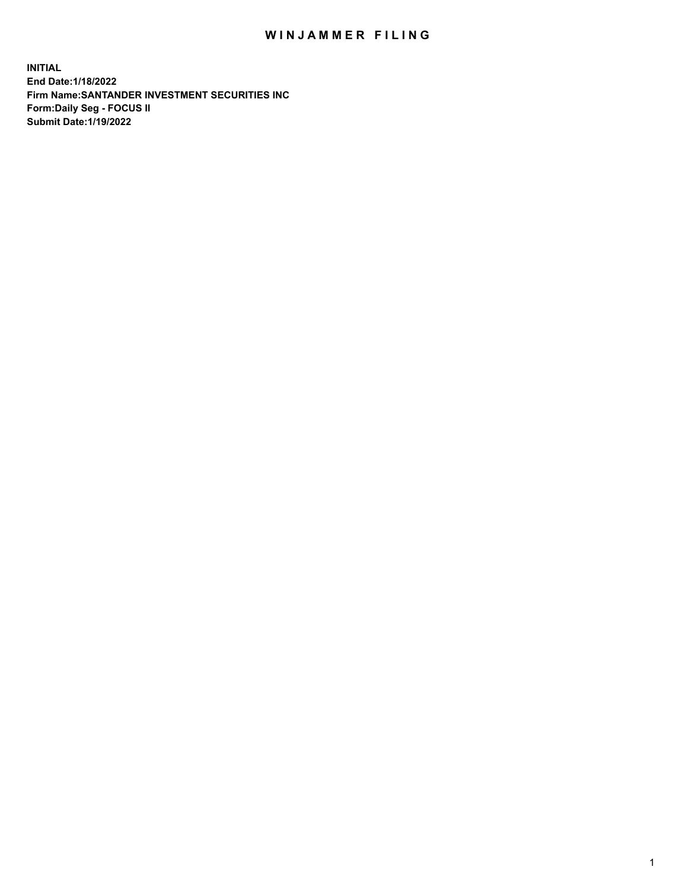# WINJAMMER FILING

**INITIAL**
**End Date:1/18/2022**
**Firm Name:SANTANDER INVESTMENT SECURITIES INC**
**Form:Daily Seg - FOCUS II**
**Submit Date:1/19/2022**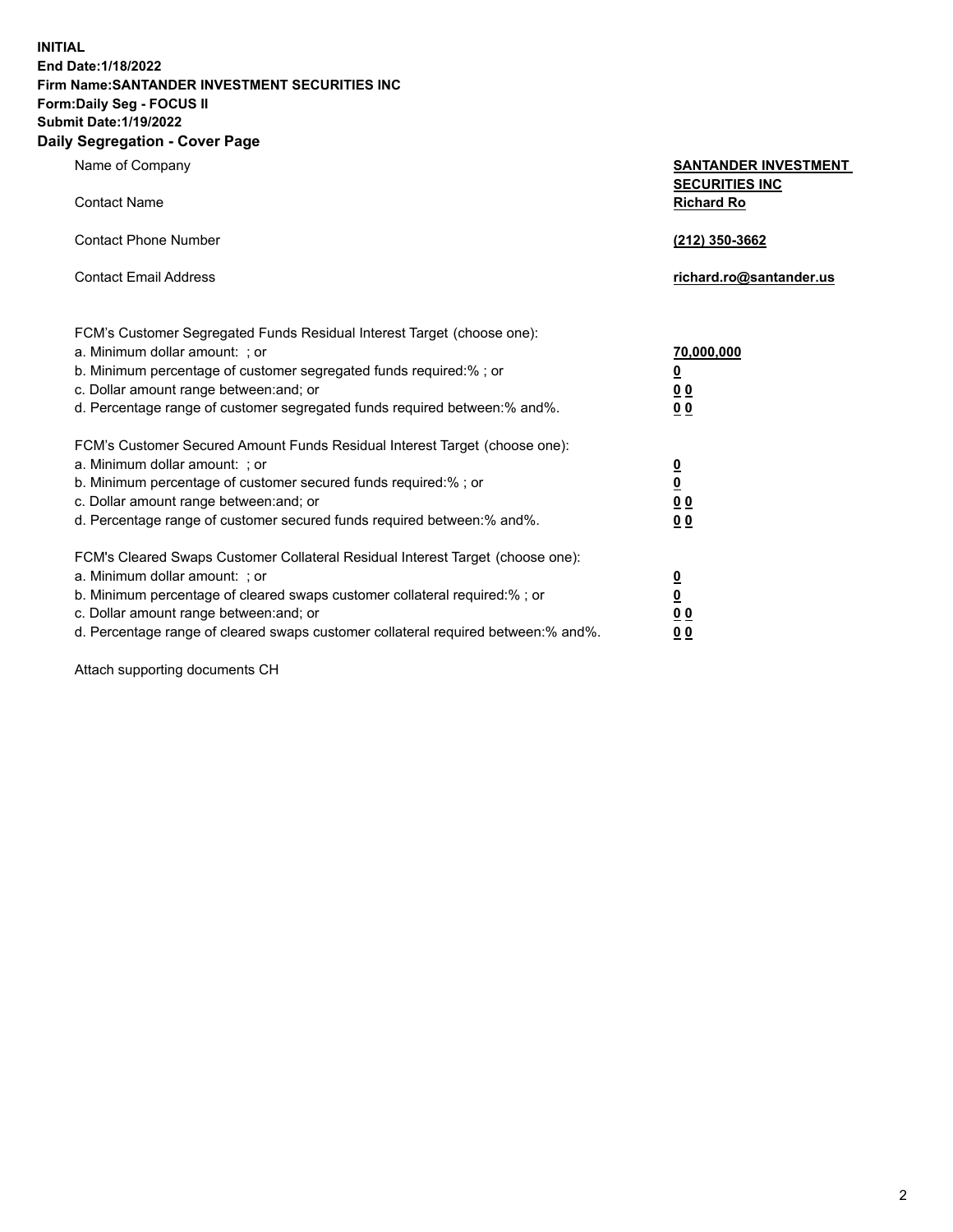**INITIAL**
**End Date:1/18/2022**
**Firm Name:SANTANDER INVESTMENT SECURITIES INC**
**Form:Daily Seg - FOCUS II**
**Submit Date:1/19/2022**

## Daily Segregation - Cover Page

| | |
|---|---|
| Name of Company | **SANTANDER INVESTMENT SECURITIES INC** |
| Contact Name | **Richard Ro** |
| Contact Phone Number | **(212) 350-3662** |
| Contact Email Address | **richard.ro@santander.us** |

| | |
|---|---|
| FCM's Customer Segregated Funds Residual Interest Target (choose one): | |
| a. Minimum dollar amount: ; or | **70,000,000** |
| b. Minimum percentage of customer segregated funds required:% ; or | **0** |
| c. Dollar amount range between:and; or | **0 0** |
| d. Percentage range of customer segregated funds required between:% and%. | **0 0** |

| | |
|---|---|
| FCM's Customer Secured Amount Funds Residual Interest Target (choose one): | |
| a. Minimum dollar amount: ; or | **0** |
| b. Minimum percentage of customer secured funds required:% ; or | **0** |
| c. Dollar amount range between:and; or | **0 0** |
| d. Percentage range of customer secured funds required between:% and%. | **0 0** |

| | |
|---|---|
| FCM's Cleared Swaps Customer Collateral Residual Interest Target (choose one): | |
| a. Minimum dollar amount: ; or | **0** |
| b. Minimum percentage of cleared swaps customer collateral required:% ; or | **0** |
| c. Dollar amount range between:and; or | **0 0** |
| d. Percentage range of cleared swaps customer collateral required between:% and%. | **0 0** |

Attach supporting documents CH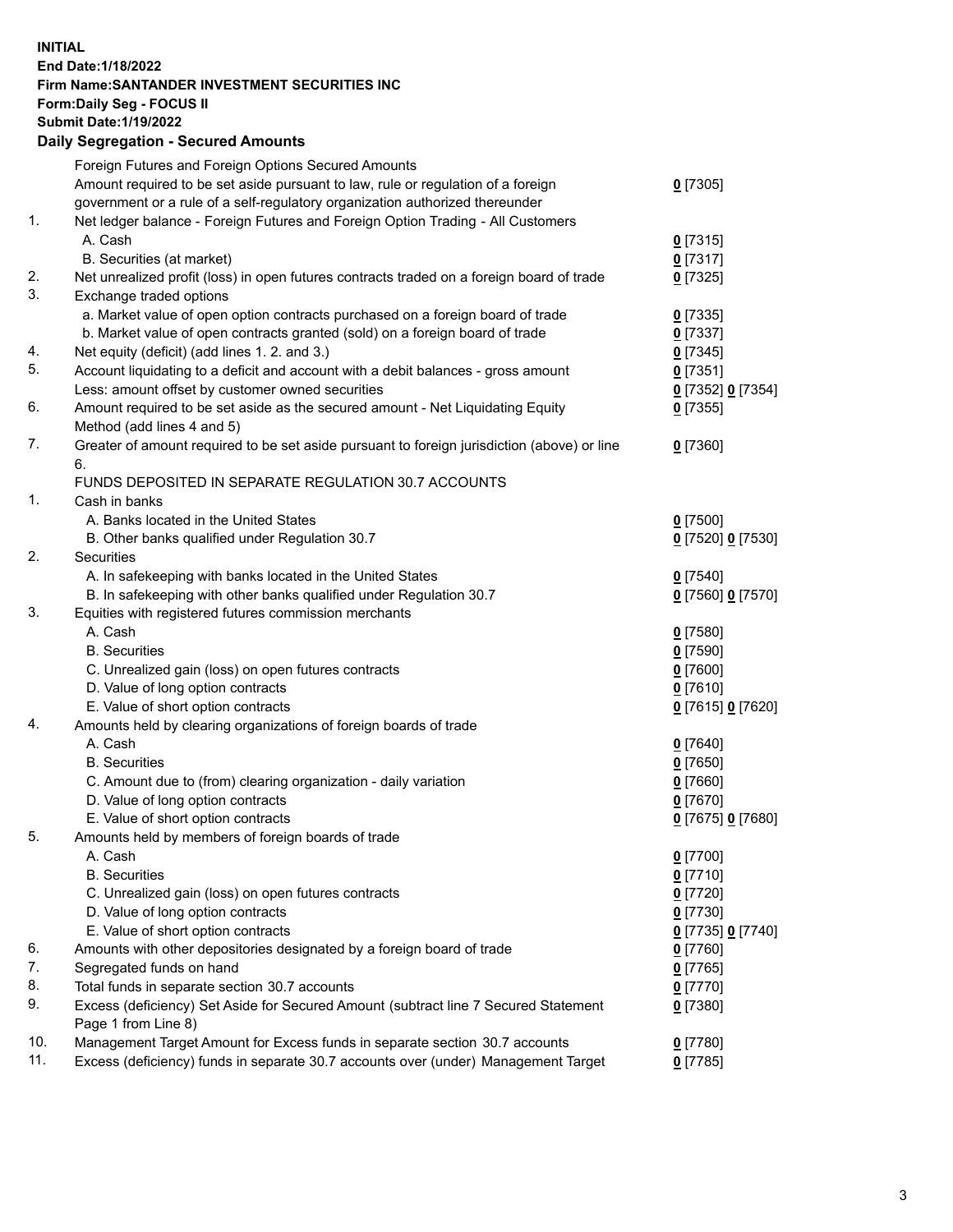**INITIAL**
**End Date:1/18/2022**
**Firm Name:SANTANDER INVESTMENT SECURITIES INC**
**Form:Daily Seg - FOCUS II**
**Submit Date:1/19/2022**

## Daily Segregation - Secured Amounts

| | | |
|---|---|---|
| | Foreign Futures and Foreign Options Secured Amounts | |
| | Amount required to be set aside pursuant to law, rule or regulation of a foreign government or a rule of a self-regulatory organization authorized thereunder | 0 [7305] |
| 1. | Net ledger balance - Foreign Futures and Foreign Option Trading - All Customers | |
| | A. Cash | 0 [7315] |
| | B. Securities (at market) | 0 [7317] |
| 2. | Net unrealized profit (loss) in open futures contracts traded on a foreign board of trade | 0 [7325] |
| 3. | Exchange traded options | |
| | a. Market value of open option contracts purchased on a foreign board of trade | 0 [7335] |
| | b. Market value of open contracts granted (sold) on a foreign board of trade | 0 [7337] |
| 4. | Net equity (deficit) (add lines 1. 2. and 3.) | 0 [7345] |
| 5. | Account liquidating to a deficit and account with a debit balances - gross amount | 0 [7351] |
| | Less: amount offset by customer owned securities | 0 [7352] 0 [7354] |
| 6. | Amount required to be set aside as the secured amount - Net Liquidating Equity Method (add lines 4 and 5) | 0 [7355] |
| 7. | Greater of amount required to be set aside pursuant to foreign jurisdiction (above) or line 6. | 0 [7360] |
| | FUNDS DEPOSITED IN SEPARATE REGULATION 30.7 ACCOUNTS | |
| 1. | Cash in banks | |
| | A. Banks located in the United States | 0 [7500] |
| | B. Other banks qualified under Regulation 30.7 | 0 [7520] 0 [7530] |
| 2. | Securities | |
| | A. In safekeeping with banks located in the United States | 0 [7540] |
| | B. In safekeeping with other banks qualified under Regulation 30.7 | 0 [7560] 0 [7570] |
| 3. | Equities with registered futures commission merchants | |
| | A. Cash | 0 [7580] |
| | B. Securities | 0 [7590] |
| | C. Unrealized gain (loss) on open futures contracts | 0 [7600] |
| | D. Value of long option contracts | 0 [7610] |
| | E. Value of short option contracts | 0 [7615] 0 [7620] |
| 4. | Amounts held by clearing organizations of foreign boards of trade | |
| | A. Cash | 0 [7640] |
| | B. Securities | 0 [7650] |
| | C. Amount due to (from) clearing organization - daily variation | 0 [7660] |
| | D. Value of long option contracts | 0 [7670] |
| | E. Value of short option contracts | 0 [7675] 0 [7680] |
| 5. | Amounts held by members of foreign boards of trade | |
| | A. Cash | 0 [7700] |
| | B. Securities | 0 [7710] |
| | C. Unrealized gain (loss) on open futures contracts | 0 [7720] |
| | D. Value of long option contracts | 0 [7730] |
| | E. Value of short option contracts | 0 [7735] 0 [7740] |
| 6. | Amounts with other depositories designated by a foreign board of trade | 0 [7760] |
| 7. | Segregated funds on hand | 0 [7765] |
| 8. | Total funds in separate section 30.7 accounts | 0 [7770] |
| 9. | Excess (deficiency) Set Aside for Secured Amount (subtract line 7 Secured Statement Page 1 from Line 8) | 0 [7380] |
| 10. | Management Target Amount for Excess funds in separate section 30.7 accounts | 0 [7780] |
| 11. | Excess (deficiency) funds in separate 30.7 accounts over (under) Management Target | 0 [7785] |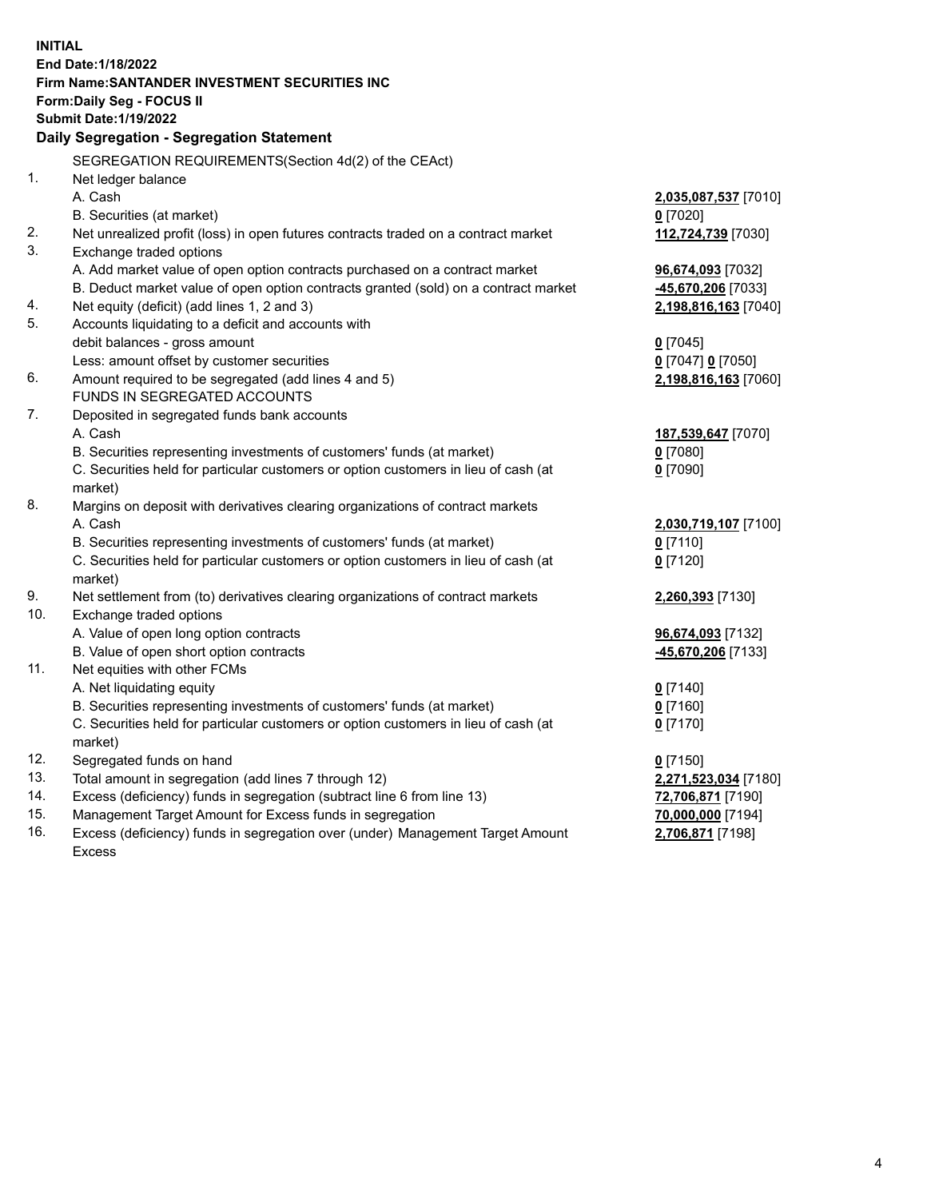**INITIAL**
**End Date:1/18/2022**
**Firm Name:SANTANDER INVESTMENT SECURITIES INC**
**Form:Daily Seg - FOCUS II**
**Submit Date:1/19/2022**

## Daily Segregation - Segregation Statement

SEGREGATION REQUIREMENTS(Section 4d(2) of the CEAct)

| | | |
|---|---|---|
| 1. | Net ledger balance | |
| | A. Cash | **2,035,087,537** [7010] |
| | B. Securities (at market) | **0** [7020] |
| 2. | Net unrealized profit (loss) in open futures contracts traded on a contract market | **112,724,739** [7030] |
| 3. | Exchange traded options | |
| | A. Add market value of open option contracts purchased on a contract market | **96,674,093** [7032] |
| | B. Deduct market value of open option contracts granted (sold) on a contract market | **-45,670,206** [7033] |
| 4. | Net equity (deficit) (add lines 1, 2 and 3) | **2,198,816,163** [7040] |
| 5. | Accounts liquidating to a deficit and accounts with debit balances - gross amount | **0** [7045] |
| | Less: amount offset by customer securities | **0** [7047] **0** [7050] |
| 6. | Amount required to be segregated (add lines 4 and 5) | **2,198,816,163** [7060] |
| | FUNDS IN SEGREGATED ACCOUNTS | |
| 7. | Deposited in segregated funds bank accounts | |
| | A. Cash | **187,539,647** [7070] |
| | B. Securities representing investments of customers' funds (at market) | **0** [7080] |
| | C. Securities held for particular customers or option customers in lieu of cash (at market) | **0** [7090] |
| 8. | Margins on deposit with derivatives clearing organizations of contract markets | |
| | A. Cash | **2,030,719,107** [7100] |
| | B. Securities representing investments of customers' funds (at market) | **0** [7110] |
| | C. Securities held for particular customers or option customers in lieu of cash (at market) | **0** [7120] |
| 9. | Net settlement from (to) derivatives clearing organizations of contract markets | **2,260,393** [7130] |
| 10. | Exchange traded options | |
| | A. Value of open long option contracts | **96,674,093** [7132] |
| | B. Value of open short option contracts | **-45,670,206** [7133] |
| 11. | Net equities with other FCMs | |
| | A. Net liquidating equity | **0** [7140] |
| | B. Securities representing investments of customers' funds (at market) | **0** [7160] |
| | C. Securities held for particular customers or option customers in lieu of cash (at market) | **0** [7170] |
| 12. | Segregated funds on hand | **0** [7150] |
| 13. | Total amount in segregation (add lines 7 through 12) | **2,271,523,034** [7180] |
| 14. | Excess (deficiency) funds in segregation (subtract line 6 from line 13) | **72,706,871** [7190] |
| 15. | Management Target Amount for Excess funds in segregation | **70,000,000** [7194] |
| 16. | Excess (deficiency) funds in segregation over (under) Management Target Amount Excess | **2,706,871** [7198] |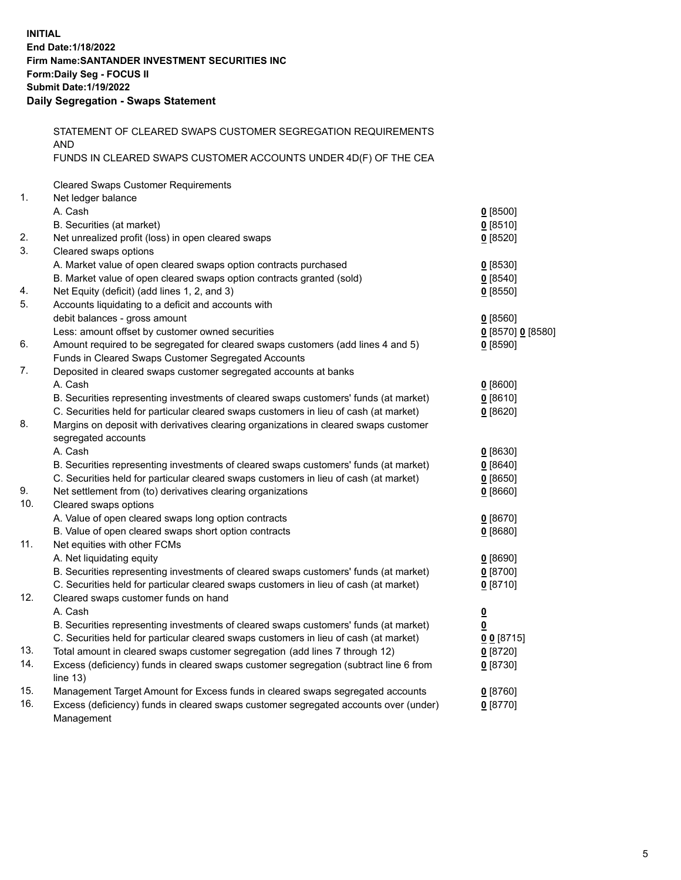**INITIAL**
**End Date:1/18/2022**
**Firm Name:SANTANDER INVESTMENT SECURITIES INC**
**Form:Daily Seg - FOCUS II**
**Submit Date:1/19/2022**
**Daily Segregation - Swaps Statement**

STATEMENT OF CLEARED SWAPS CUSTOMER SEGREGATION REQUIREMENTS AND FUNDS IN CLEARED SWAPS CUSTOMER ACCOUNTS UNDER 4D(F) OF THE CEA

| | | |
|---|---|---|
| | Cleared Swaps Customer Requirements | |
| 1. | Net ledger balance | |
| | A. Cash | 0 [8500] |
| | B. Securities (at market) | 0 [8510] |
| 2. | Net unrealized profit (loss) in open cleared swaps | 0 [8520] |
| 3. | Cleared swaps options | |
| | A. Market value of open cleared swaps option contracts purchased | 0 [8530] |
| | B. Market value of open cleared swaps option contracts granted (sold) | 0 [8540] |
| 4. | Net Equity (deficit) (add lines 1, 2, and 3) | 0 [8550] |
| 5. | Accounts liquidating to a deficit and accounts with | |
| | debit balances - gross amount | 0 [8560] |
| | Less: amount offset by customer owned securities | 0 [8570] 0 [8580] |
| 6. | Amount required to be segregated for cleared swaps customers (add lines 4 and 5) | 0 [8590] |
| | Funds in Cleared Swaps Customer Segregated Accounts | |
| 7. | Deposited in cleared swaps customer segregated accounts at banks | |
| | A. Cash | 0 [8600] |
| | B. Securities representing investments of cleared swaps customers' funds (at market) | 0 [8610] |
| | C. Securities held for particular cleared swaps customers in lieu of cash (at market) | 0 [8620] |
| 8. | Margins on deposit with derivatives clearing organizations in cleared swaps customer segregated accounts | |
| | A. Cash | 0 [8630] |
| | B. Securities representing investments of cleared swaps customers' funds (at market) | 0 [8640] |
| | C. Securities held for particular cleared swaps customers in lieu of cash (at market) | 0 [8650] |
| 9. | Net settlement from (to) derivatives clearing organizations | 0 [8660] |
| 10. | Cleared swaps options | |
| | A. Value of open cleared swaps long option contracts | 0 [8670] |
| | B. Value of open cleared swaps short option contracts | 0 [8680] |
| 11. | Net equities with other FCMs | |
| | A. Net liquidating equity | 0 [8690] |
| | B. Securities representing investments of cleared swaps customers' funds (at market) | 0 [8700] |
| | C. Securities held for particular cleared swaps customers in lieu of cash (at market) | 0 [8710] |
| 12. | Cleared swaps customer funds on hand | |
| | A. Cash | 0 |
| | B. Securities representing investments of cleared swaps customers' funds (at market) | 0 |
| | C. Securities held for particular cleared swaps customers in lieu of cash (at market) | 0 0 [8715] |
| 13. | Total amount in cleared swaps customer segregation (add lines 7 through 12) | 0 [8720] |
| 14. | Excess (deficiency) funds in cleared swaps customer segregation (subtract line 6 from line 13) | 0 [8730] |
| 15. | Management Target Amount for Excess funds in cleared swaps segregated accounts | 0 [8760] |
| 16. | Excess (deficiency) funds in cleared swaps customer segregated accounts over (under) Management | 0 [8770] |